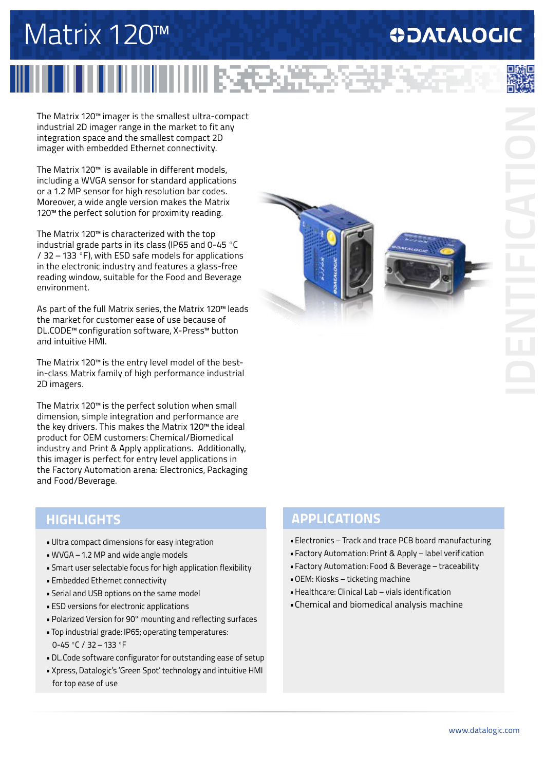# Matrix 120™

DATALOGIC

IDENTIFICATION

The Matrix 120™ imager is the smallest ultra-compact industrial 2D imager range in the market to fit any integration space and the smallest compact 2D imager with embedded Ethernet connectivity.

The Matrix 120™ is available in different models, including a WVGA sensor for standard applications or a 1.2 MP sensor for high resolution bar codes. Moreover, a wide angle version makes the Matrix 120™ the perfect solution for proximity reading.

The Matrix 120™ is characterized with the top industrial grade parts in its class (IP65 and 0-45 °C / 32 – 133 °F), with ESD safe models for applications in the electronic industry and features a glass-free reading window, suitable for the Food and Beverage environment.

As part of the full Matrix series, the Matrix 120™ leads the market for customer ease of use because of DL.CODE™ configuration software, X-Press™ button and intuitive HMI.

The Matrix 120™ is the entry level model of the best-in-class Matrix family of high performance industrial 2D imagers.

The Matrix 120™ is the perfect solution when small dimension, simple integration and performance are the key drivers. This makes the Matrix 120™ the ideal product for OEM customers: Chemical/Biomedical industry and Print & Apply applications. Additionally, this imager is perfect for entry level applications in the Factory Automation arena: Electronics, Packaging and Food/Beverage.

## HIGHLIGHTS

- Ultra compact dimensions for easy integration
- WVGA – 1.2 MP and wide angle models
- Smart user selectable focus for high application flexibility
- Embedded Ethernet connectivity
- Serial and USB options on the same model
- ESD versions for electronic applications
- Polarized Version for 90° mounting and reflecting surfaces
- Top industrial grade: IP65; operating temperatures: 0-45 °C / 32 – 133 °F
- DL.Code software configurator for outstanding ease of setup
- Xpress, Datalogic's 'Green Spot' technology and intuitive HMI for top ease of use

## APPLICATIONS

- Electronics – Track and trace PCB board manufacturing
- Factory Automation: Print & Apply – label verification
- Factory Automation: Food & Beverage – traceability
- OEM: Kiosks – ticketing machine
- Healthcare: Clinical Lab – vials identification
- Chemical and biomedical analysis machine

www.datalogic.com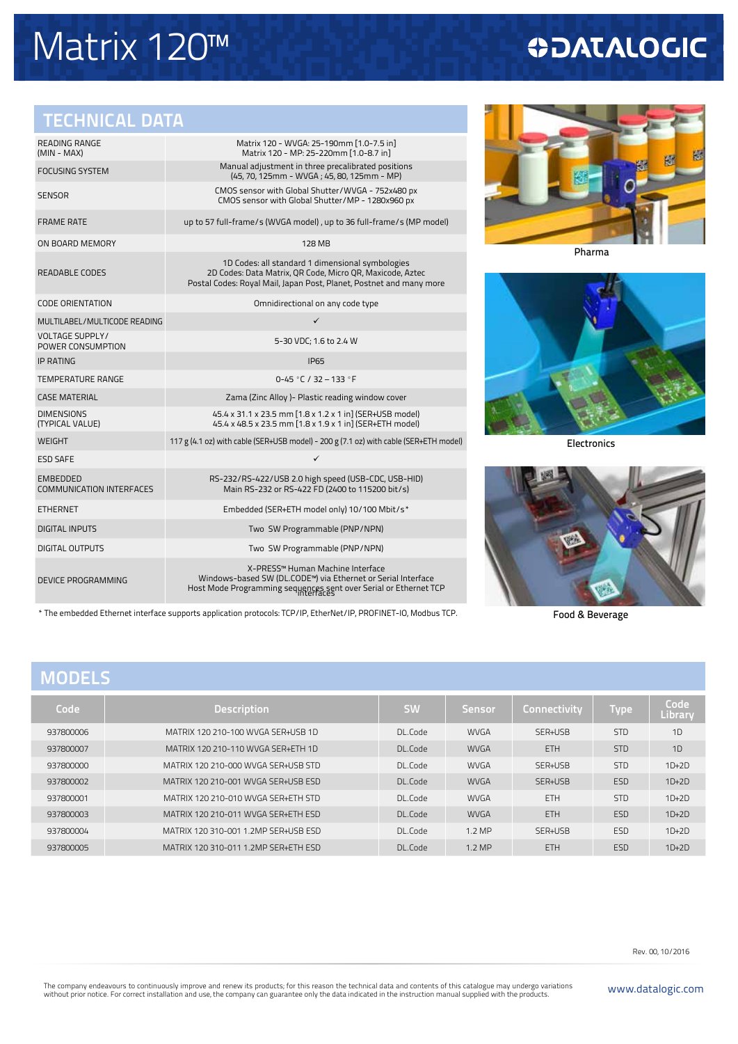# Matrix 120™

## TECHNICAL DATA

| | |
|---|---|
| READING RANGE (MIN - MAX) | Matrix 120 - WVGA: 25-190mm [1.0-7.5 in]<br>Matrix 120 - MP: 25-220mm [1.0-8.7 in] |
| FOCUSING SYSTEM | Manual adjustment in three precalibrated positions (45, 70, 125mm - WVGA ; 45, 80, 125mm - MP) |
| SENSOR | CMOS sensor with Global Shutter/WVGA - 752x480 px<br>CMOS sensor with Global Shutter/MP - 1280x960 px |
| FRAME RATE | up to 57 full-frame/s (WVGA model) , up to 36 full-frame/s (MP model) |
| ON BOARD MEMORY | 128 MB |
| READABLE CODES | 1D Codes: all standard 1 dimensional symbologies<br>2D Codes: Data Matrix, QR Code, Micro QR, Maxicode, Aztec<br>Postal Codes: Royal Mail, Japan Post, Planet, Postnet and many more |
| CODE ORIENTATION | Omnidirectional on any code type |
| MULTILABEL/MULTICODE READING | ✓ |
| VOLTAGE SUPPLY/ POWER CONSUMPTION | 5-30 VDC; 1.6 to 2.4 W |
| IP RATING | IP65 |
| TEMPERATURE RANGE | 0-45 °C / 32 – 133 °F |
| CASE MATERIAL | Zama (Zinc Alloy )- Plastic reading window cover |
| DIMENSIONS (TYPICAL VALUE) | 45.4 x 31.1 x 23.5 mm [1.8 x 1.2 x 1 in] (SER+USB model)<br>45.4 x 48.5 x 23.5 mm [1.8 x 1.9 x 1 in] (SER+ETH model) |
| WEIGHT | 117 g (4.1 oz) with cable (SER+USB model) - 200 g (7.1 oz) with cable (SER+ETH model) |
| ESD SAFE | ✓ |
| EMBEDDED COMMUNICATION INTERFACES | RS-232/RS-422/USB 2.0 high speed (USB-CDC, USB-HID)<br>Main RS-232 or RS-422 FD (2400 to 115200 bit/s) |
| ETHERNET | Embedded (SER+ETH model only) 10/100 Mbit/s* |
| DIGITAL INPUTS | Two SW Programmable (PNP/NPN) |
| DIGITAL OUTPUTS | Two SW Programmable (PNP/NPN) |
| DEVICE PROGRAMMING | X-PRESS™ Human Machine Interface<br>Windows-based SW (DL.CODE™) via Ethernet or Serial Interface<br>Host Mode Programming sequences sent over Serial or Ethernet TCP interfaces |

\* The embedded Ethernet interface supports application protocols: TCP/IP, EtherNet/IP, PROFINET-IO, Modbus TCP.

Pharma

Electronics

Food & Beverage

## MODELS

| Code | Description | SW | Sensor | Connectivity | Type | Code Library |
|---|---|---|---|---|---|---|
| 937800006 | MATRIX 120 210-100 WVGA SER+USB 1D | DL.Code | WVGA | SER+USB | STD | 1D |
| 937800007 | MATRIX 120 210-110 WVGA SER+ETH 1D | DL.Code | WVGA | ETH | STD | 1D |
| 937800000 | MATRIX 120 210-000 WVGA SER+USB STD | DL.Code | WVGA | SER+USB | STD | 1D+2D |
| 937800002 | MATRIX 120 210-001 WVGA SER+USB ESD | DL.Code | WVGA | SER+USB | ESD | 1D+2D |
| 937800001 | MATRIX 120 210-010 WVGA SER+ETH STD | DL.Code | WVGA | ETH | STD | 1D+2D |
| 937800003 | MATRIX 120 210-011 WVGA SER+ETH ESD | DL.Code | WVGA | ETH | ESD | 1D+2D |
| 937800004 | MATRIX 120 310-001 1.2MP SER+USB ESD | DL.Code | 1.2 MP | SER+USB | ESD | 1D+2D |
| 937800005 | MATRIX 120 310-011 1.2MP SER+ETH ESD | DL.Code | 1.2 MP | ETH | ESD | 1D+2D |

Rev. 00, 10/2016

The company endeavours to continuously improve and renew its products; for this reason the technical data and contents of this catalogue may undergo variations without prior notice. For correct installation and use, the company can guarantee only the data indicated in the instruction manual supplied with the products.

www.datalogic.com